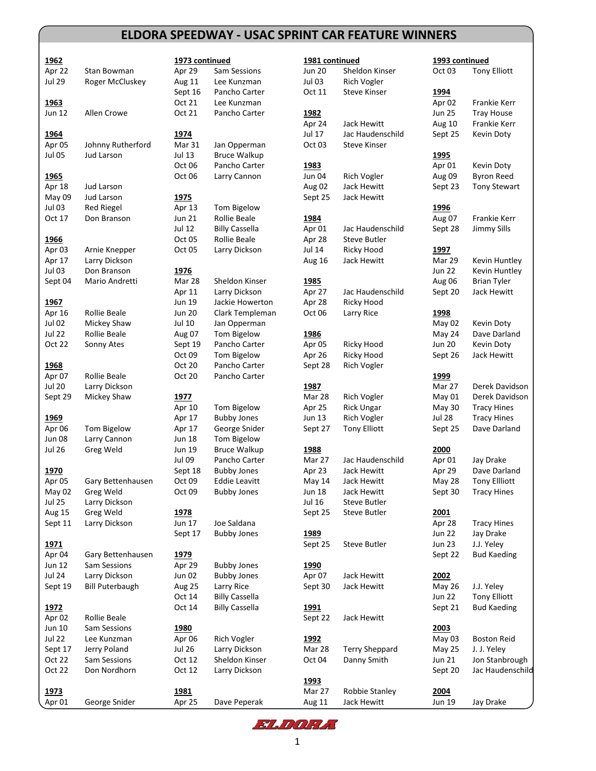# ELDORA SPEEDWAY - USAC SPRINT CAR FEATURE WINNERS

**1962**

| Date | Winner |
|---|---|
| Apr 22 | Stan Bowman |
| Jul 29 | Roger McCluskey |

**1963**

| Date | Winner |
|---|---|
| Jun 12 | Allen Crowe |

**1964**

| Date | Winner |
|---|---|
| Apr 05 | Johnny Rutherford |
| Jul 05 | Jud Larson |

**1965**

| Date | Winner |
|---|---|
| Apr 18 | Jud Larson |
| May 09 | Jud Larson |
| Jul 03 | Red Riegel |
| Oct 17 | Don Branson |

**1966**

| Date | Winner |
|---|---|
| Apr 03 | Arnie Knepper |
| Apr 17 | Larry Dickson |
| Jul 03 | Don Branson |
| Sept 04 | Mario Andretti |

**1967**

| Date | Winner |
|---|---|
| Apr 16 | Rollie Beale |
| Jul 02 | Mickey Shaw |
| Jul 22 | Rollie Beale |
| Oct 22 | Sonny Ates |

**1968**

| Date | Winner |
|---|---|
| Apr 07 | Rollie Beale |
| Jul 20 | Larry Dickson |
| Sept 29 | Mickey Shaw |

**1969**

| Date | Winner |
|---|---|
| Apr 06 | Tom Bigelow |
| Jun 08 | Larry Cannon |
| Jul 26 | Greg Weld |

**1970**

| Date | Winner |
|---|---|
| Apr 05 | Gary Bettenhausen |
| May 02 | Greg Weld |
| Jul 25 | Larry Dickson |
| Aug 15 | Greg Weld |
| Sept 11 | Larry Dickson |

**1971**

| Date | Winner |
|---|---|
| Apr 04 | Gary Bettenhausen |
| Jun 12 | Sam Sessions |
| Jul 24 | Larry Dickson |
| Sept 19 | Bill Puterbaugh |

**1972**

| Date | Winner |
|---|---|
| Apr 02 | Rollie Beale |
| Jun 10 | Sam Sessions |
| Jul 22 | Lee Kunzman |
| Sept 17 | Jerry Poland |
| Oct 22 | Sam Sessions |
| Oct 22 | Don Nordhorn |

**1973**

| Date | Winner |
|---|---|
| Apr 01 | George Snider |
| Apr 29 | Sam Sessions |
| Aug 11 | Lee Kunzman |
| Sept 16 | Pancho Carter |
| Oct 21 | Lee Kunzman |
| Oct 21 | Pancho Carter |

**1974**

| Date | Winner |
|---|---|
| Mar 31 | Jan Opperman |
| Jul 13 | Bruce Walkup |
| Oct 06 | Pancho Carter |
| Oct 06 | Larry Cannon |

**1975**

| Date | Winner |
|---|---|
| Apr 13 | Tom Bigelow |
| Jun 21 | Rollie Beale |
| Jul 12 | Billy Cassella |
| Oct 05 | Rollie Beale |
| Oct 05 | Larry Dickson |

**1976**

| Date | Winner |
|---|---|
| Mar 28 | Sheldon Kinser |
| Apr 11 | Larry Dickson |
| Jun 19 | Jackie Howerton |
| Jun 20 | Clark Templeman |
| Jul 10 | Jan Opperman |
| Aug 07 | Tom Bigelow |
| Sept 19 | Pancho Carter |
| Oct 09 | Tom Bigelow |
| Oct 20 | Pancho Carter |
| Oct 20 | Pancho Carter |

**1977**

| Date | Winner |
|---|---|
| Apr 10 | Tom Bigelow |
| Apr 17 | Bubby Jones |
| Apr 17 | George Snider |
| Jun 18 | Tom Bigelow |
| Jun 19 | Bruce Walkup |
| Jul 09 | Pancho Carter |
| Sept 18 | Bubby Jones |
| Oct 09 | Eddie Leavitt |
| Oct 09 | Bubby Jones |

**1978**

| Date | Winner |
|---|---|
| Jun 17 | Joe Saldana |
| Sept 17 | Bubby Jones |

**1979**

| Date | Winner |
|---|---|
| Apr 29 | Bubby Jones |
| Jun 02 | Bubby Jones |
| Aug 25 | Larry Rice |
| Oct 14 | Billy Cassella |
| Oct 14 | Billy Cassella |

**1980**

| Date | Winner |
|---|---|
| Apr 06 | Rich Vogler |
| Jul 26 | Larry Dickson |
| Oct 12 | Sheldon Kinser |
| Oct 12 | Larry Dickson |

**1981**

| Date | Winner |
|---|---|
| Apr 25 | Dave Peperak |
| Jun 20 | Sheldon Kinser |
| Jul 03 | Rich Vogler |
| Oct 11 | Steve Kinser |

**1982**

| Date | Winner |
|---|---|
| Apr 24 | Jack Hewitt |
| Jul 17 | Jac Haudenschild |
| Oct 03 | Steve Kinser |

**1983**

| Date | Winner |
|---|---|
| Jun 04 | Rich Vogler |
| Aug 02 | Jack Hewitt |
| Sept 25 | Jack Hewitt |

**1984**

| Date | Winner |
|---|---|
| Apr 01 | Jac Haudenschild |
| Apr 28 | Steve Butler |
| Jul 14 | Ricky Hood |
| Aug 16 | Jack Hewitt |

**1985**

| Date | Winner |
|---|---|
| Apr 27 | Jac Haudenschild |
| Apr 28 | Ricky Hood |
| Oct 06 | Larry Rice |

**1986**

| Date | Winner |
|---|---|
| Apr 05 | Ricky Hood |
| Apr 26 | Ricky Hood |
| Sept 28 | Rich Vogler |

**1987**

| Date | Winner |
|---|---|
| Mar 28 | Rich Vogler |
| Apr 25 | Rick Ungar |
| Jun 13 | Rich Vogler |
| Sept 27 | Tony Elliott |

**1988**

| Date | Winner |
|---|---|
| Mar 27 | Jac Haudenschild |
| Apr 23 | Jack Hewitt |
| May 14 | Jack Hewitt |
| Jun 18 | Jack Hewitt |
| Jul 16 | Steve Butler |
| Sept 25 | Steve Butler |

**1989**

| Date | Winner |
|---|---|
| Sept 25 | Steve Butler |

**1990**

| Date | Winner |
|---|---|
| Apr 07 | Jack Hewitt |
| Sept 30 | Jack Hewitt |

**1991**

| Date | Winner |
|---|---|
| Sept 22 | Jack Hewitt |

**1992**

| Date | Winner |
|---|---|
| Mar 28 | Terry Sheppard |
| Oct 04 | Danny Smith |

**1993**

| Date | Winner |
|---|---|
| Mar 27 | Robbie Stanley |
| Aug 11 | Jack Hewitt |
| Oct 03 | Tony Elliott |

**1994**

| Date | Winner |
|---|---|
| Apr 02 | Frankie Kerr |
| Jun 25 | Tray House |
| Aug 10 | Frankie Kerr |
| Sept 25 | Kevin Doty |

**1995**

| Date | Winner |
|---|---|
| Apr 01 | Kevin Doty |
| Aug 09 | Byron Reed |
| Sept 23 | Tony Stewart |

**1996**

| Date | Winner |
|---|---|
| Aug 07 | Frankie Kerr |
| Sept 28 | Jimmy Sills |

**1997**

| Date | Winner |
|---|---|
| Mar 29 | Kevin Huntley |
| Jun 22 | Kevin Huntley |
| Aug 06 | Brian Tyler |
| Sept 20 | Jack Hewitt |

**1998**

| Date | Winner |
|---|---|
| May 02 | Kevin Doty |
| May 24 | Dave Darland |
| Jun 20 | Kevin Doty |
| Sept 26 | Jack Hewitt |

**1999**

| Date | Winner |
|---|---|
| Mar 27 | Derek Davidson |
| May 01 | Derek Davidson |
| May 30 | Tracy Hines |
| Jul 28 | Tracy Hines |
| Sept 25 | Dave Darland |

**2000**

| Date | Winner |
|---|---|
| Apr 01 | Jay Drake |
| Apr 29 | Dave Darland |
| May 28 | Tony Ellliott |
| Sept 30 | Tracy Hines |

**2001**

| Date | Winner |
|---|---|
| Apr 28 | Tracy Hines |
| Jun 22 | Jay Drake |
| Jun 23 | J.J. Yeley |
| Sept 22 | Bud Kaeding |

**2002**

| Date | Winner |
|---|---|
| May 26 | J.J. Yeley |
| Jun 22 | Tony Elliott |
| Sept 21 | Bud Kaeding |

**2003**

| Date | Winner |
|---|---|
| May 03 | Boston Reid |
| May 25 | J. J. Yeley |
| Jun 21 | Jon Stanbrough |
| Sept 20 | Jac Haudenschild |

**2004**

| Date | Winner |
|---|---|
| Jun 19 | Jay Drake |

ELDORA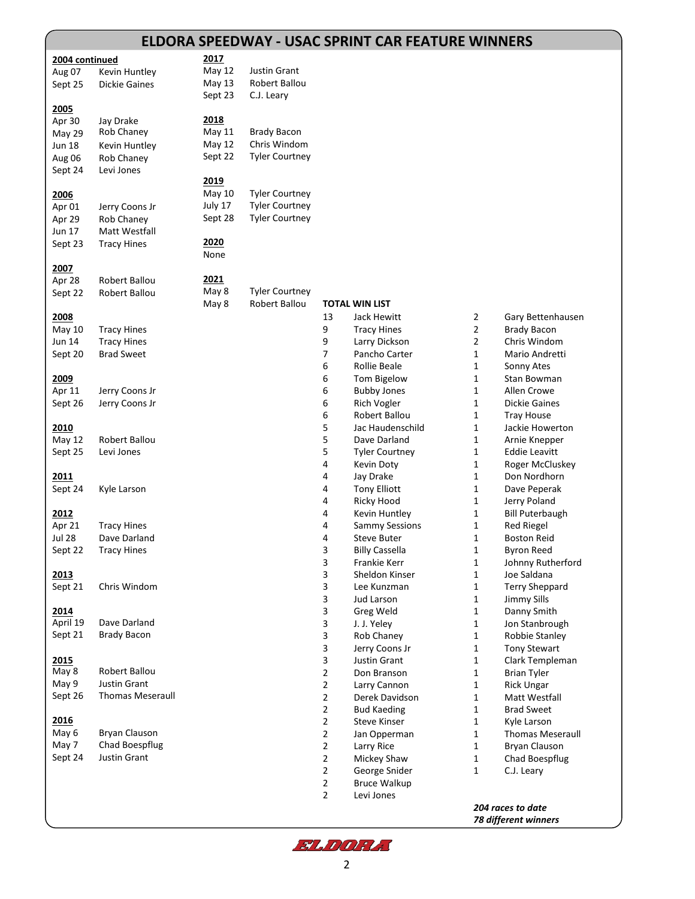# ELDORA SPEEDWAY - USAC SPRINT CAR FEATURE WINNERS

**2004 continued**

| | |
|---|---|
| Aug 07 | Kevin Huntley |
| Sept 25 | Dickie Gaines |

**2005**

| | |
|---|---|
| Apr 30 | Jay Drake |
| May 29 | Rob Chaney |
| Jun 18 | Kevin Huntley |
| Aug 06 | Rob Chaney |
| Sept 24 | Levi Jones |

**2006**

| | |
|---|---|
| Apr 01 | Jerry Coons Jr |
| Apr 29 | Rob Chaney |
| Jun 17 | Matt Westfall |
| Sept 23 | Tracy Hines |

**2007**

| | |
|---|---|
| Apr 28 | Robert Ballou |
| Sept 22 | Robert Ballou |

**2008**

| | |
|---|---|
| May 10 | Tracy Hines |
| Jun 14 | Tracy Hines |
| Sept 20 | Brad Sweet |

**2009**

| | |
|---|---|
| Apr 11 | Jerry Coons Jr |
| Sept 26 | Jerry Coons Jr |

**2010**

| | |
|---|---|
| May 12 | Robert Ballou |
| Sept 25 | Levi Jones |

**2011**

| | |
|---|---|
| Sept 24 | Kyle Larson |

**2012**

| | |
|---|---|
| Apr 21 | Tracy Hines |
| Jul 28 | Dave Darland |
| Sept 22 | Tracy Hines |

**2013**

| | |
|---|---|
| Sept 21 | Chris Windom |

**2014**

| | |
|---|---|
| April 19 | Dave Darland |
| Sept 21 | Brady Bacon |

**2015**

| | |
|---|---|
| May 8 | Robert Ballou |
| May 9 | Justin Grant |
| Sept 26 | Thomas Meseraull |

**2016**

| | |
|---|---|
| May 6 | Bryan Clauson |
| May 7 | Chad Boespflug |
| Sept 24 | Justin Grant |

**2017**

| | |
|---|---|
| May 12 | Justin Grant |
| May 13 | Robert Ballou |
| Sept 23 | C.J. Leary |

**2018**

| | |
|---|---|
| May 11 | Brady Bacon |
| May 12 | Chris Windom |
| Sept 22 | Tyler Courtney |

**2019**

| | |
|---|---|
| May 10 | Tyler Courtney |
| July 17 | Tyler Courtney |
| Sept 28 | Tyler Courtney |

**2020**

None

**2021**

| | |
|---|---|
| May 8 | Tyler Courtney |
| May 8 | Robert Ballou |

**TOTAL WIN LIST**

| Wins | Driver | Wins | Driver |
|---|---|---|---|
| 13 | Jack Hewitt | 2 | Gary Bettenhausen |
| 9 | Tracy Hines | 2 | Brady Bacon |
| 9 | Larry Dickson | 2 | Chris Windom |
| 7 | Pancho Carter | 1 | Mario Andretti |
| 6 | Rollie Beale | 1 | Sonny Ates |
| 6 | Tom Bigelow | 1 | Stan Bowman |
| 6 | Bubby Jones | 1 | Allen Crowe |
| 6 | Rich Vogler | 1 | Dickie Gaines |
| 6 | Robert Ballou | 1 | Tray House |
| 5 | Jac Haudenschild | 1 | Jackie Howerton |
| 5 | Dave Darland | 1 | Arnie Knepper |
| 5 | Tyler Courtney | 1 | Eddie Leavitt |
| 4 | Kevin Doty | 1 | Roger McCluskey |
| 4 | Jay Drake | 1 | Don Nordhorn |
| 4 | Tony Elliott | 1 | Dave Peperak |
| 4 | Ricky Hood | 1 | Jerry Poland |
| 4 | Kevin Huntley | 1 | Bill Puterbaugh |
| 4 | Sammy Sessions | 1 | Red Riegel |
| 4 | Steve Buter | 1 | Boston Reid |
| 3 | Billy Cassella | 1 | Byron Reed |
| 3 | Frankie Kerr | 1 | Johnny Rutherford |
| 3 | Sheldon Kinser | 1 | Joe Saldana |
| 3 | Lee Kunzman | 1 | Terry Sheppard |
| 3 | Jud Larson | 1 | Jimmy Sills |
| 3 | Greg Weld | 1 | Danny Smith |
| 3 | J. J. Yeley | 1 | Jon Stanbrough |
| 3 | Rob Chaney | 1 | Robbie Stanley |
| 3 | Jerry Coons Jr | 1 | Tony Stewart |
| 3 | Justin Grant | 1 | Clark Templeman |
| 2 | Don Branson | 1 | Brian Tyler |
| 2 | Larry Cannon | 1 | Rick Ungar |
| 2 | Derek Davidson | 1 | Matt Westfall |
| 2 | Bud Kaeding | 1 | Brad Sweet |
| 2 | Steve Kinser | 1 | Kyle Larson |
| 2 | Jan Opperman | 1 | Thomas Meseraull |
| 2 | Larry Rice | 1 | Bryan Clauson |
| 2 | Mickey Shaw | 1 | Chad Boespflug |
| 2 | George Snider | 1 | C.J. Leary |
| 2 | Bruce Walkup | | |
| 2 | Levi Jones | | |

***204 races to date***
***78 different winners***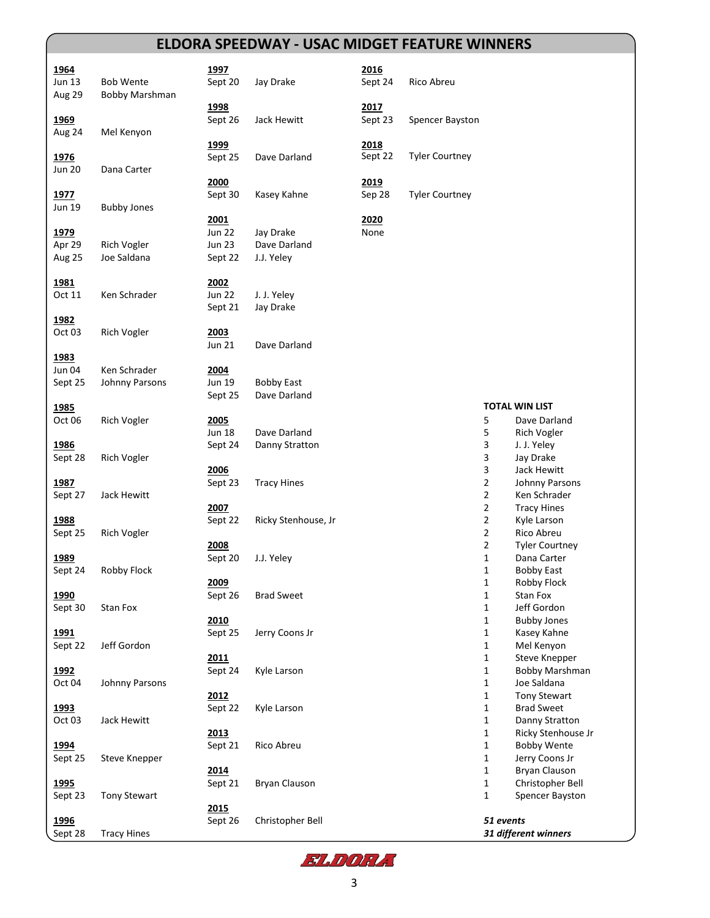# ELDORA SPEEDWAY - USAC MIDGET FEATURE WINNERS

**1964**

| Date | Winner |
|---|---|
| Jun 13 | Bob Wente |
| Aug 29 | Bobby Marshman |

**1969**

| Date | Winner |
|---|---|
| Aug 24 | Mel Kenyon |

**1976**

| Date | Winner |
|---|---|
| Jun 20 | Dana Carter |

**1977**

| Date | Winner |
|---|---|
| Jun 19 | Bubby Jones |

**1979**

| Date | Winner |
|---|---|
| Apr 29 | Rich Vogler |
| Aug 25 | Joe Saldana |

**1981**

| Date | Winner |
|---|---|
| Oct 11 | Ken Schrader |

**1982**

| Date | Winner |
|---|---|
| Oct 03 | Rich Vogler |

**1983**

| Date | Winner |
|---|---|
| Jun 04 | Ken Schrader |
| Sept 25 | Johnny Parsons |

**1985**

| Date | Winner |
|---|---|
| Oct 06 | Rich Vogler |

**1986**

| Date | Winner |
|---|---|
| Sept 28 | Rich Vogler |

**1987**

| Date | Winner |
|---|---|
| Sept 27 | Jack Hewitt |

**1988**

| Date | Winner |
|---|---|
| Sept 25 | Rich Vogler |

**1989**

| Date | Winner |
|---|---|
| Sept 24 | Robby Flock |

**1990**

| Date | Winner |
|---|---|
| Sept 30 | Stan Fox |

**1991**

| Date | Winner |
|---|---|
| Sept 22 | Jeff Gordon |

**1992**

| Date | Winner |
|---|---|
| Oct 04 | Johnny Parsons |

**1993**

| Date | Winner |
|---|---|
| Oct 03 | Jack Hewitt |

**1994**

| Date | Winner |
|---|---|
| Sept 25 | Steve Knepper |

**1995**

| Date | Winner |
|---|---|
| Sept 23 | Tony Stewart |

**1996**

| Date | Winner |
|---|---|
| Sept 28 | Tracy Hines |

**1997**

| Date | Winner |
|---|---|
| Sept 20 | Jay Drake |

**1998**

| Date | Winner |
|---|---|
| Sept 26 | Jack Hewitt |

**1999**

| Date | Winner |
|---|---|
| Sept 25 | Dave Darland |

**2000**

| Date | Winner |
|---|---|
| Sept 30 | Kasey Kahne |

**2001**

| Date | Winner |
|---|---|
| Jun 22 | Jay Drake |
| Jun 23 | Dave Darland |
| Sept 22 | J.J. Yeley |

**2002**

| Date | Winner |
|---|---|
| Jun 22 | J. J. Yeley |
| Sept 21 | Jay Drake |

**2003**

| Date | Winner |
|---|---|
| Jun 21 | Dave Darland |

**2004**

| Date | Winner |
|---|---|
| Jun 19 | Bobby East |
| Sept 25 | Dave Darland |

**2005**

| Date | Winner |
|---|---|
| Jun 18 | Dave Darland |
| Sept 24 | Danny Stratton |

**2006**

| Date | Winner |
|---|---|
| Sept 23 | Tracy Hines |

**2007**

| Date | Winner |
|---|---|
| Sept 22 | Ricky Stenhouse, Jr |

**2008**

| Date | Winner |
|---|---|
| Sept 20 | J.J. Yeley |

**2009**

| Date | Winner |
|---|---|
| Sept 26 | Brad Sweet |

**2010**

| Date | Winner |
|---|---|
| Sept 25 | Jerry Coons Jr |

**2011**

| Date | Winner |
|---|---|
| Sept 24 | Kyle Larson |

**2012**

| Date | Winner |
|---|---|
| Sept 22 | Kyle Larson |

**2013**

| Date | Winner |
|---|---|
| Sept 21 | Rico Abreu |

**2014**

| Date | Winner |
|---|---|
| Sept 21 | Bryan Clauson |

**2015**

| Date | Winner |
|---|---|
| Sept 26 | Christopher Bell |

**2016**

| Date | Winner |
|---|---|
| Sept 24 | Rico Abreu |

**2017**

| Date | Winner |
|---|---|
| Sept 23 | Spencer Bayston |

**2018**

| Date | Winner |
|---|---|
| Sept 22 | Tyler Courtney |

**2019**

| Date | Winner |
|---|---|
| Sep 28 | Tyler Courtney |

**2020**

None

**TOTAL WIN LIST**

| Wins | Driver |
|---|---|
| 5 | Dave Darland |
| 5 | Rich Vogler |
| 3 | J. J. Yeley |
| 3 | Jay Drake |
| 3 | Jack Hewitt |
| 2 | Johnny Parsons |
| 2 | Ken Schrader |
| 2 | Tracy Hines |
| 2 | Kyle Larson |
| 2 | Rico Abreu |
| 2 | Tyler Courtney |
| 1 | Dana Carter |
| 1 | Bobby East |
| 1 | Robby Flock |
| 1 | Stan Fox |
| 1 | Jeff Gordon |
| 1 | Bubby Jones |
| 1 | Kasey Kahne |
| 1 | Mel Kenyon |
| 1 | Steve Knepper |
| 1 | Bobby Marshman |
| 1 | Joe Saldana |
| 1 | Tony Stewart |
| 1 | Brad Sweet |
| 1 | Danny Stratton |
| 1 | Ricky Stenhouse Jr |
| 1 | Bobby Wente |
| 1 | Jerry Coons Jr |
| 1 | Bryan Clauson |
| 1 | Christopher Bell |
| 1 | Spencer Bayston |

***51 events***

***31 different winners***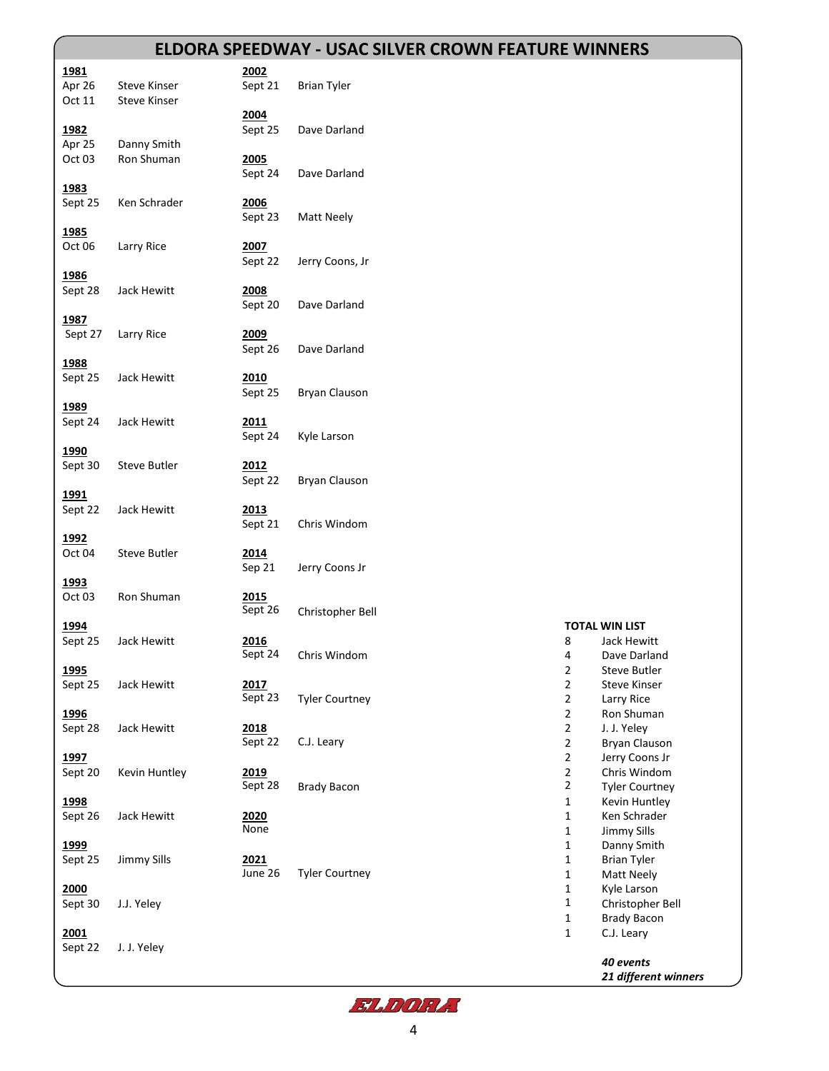# ELDORA SPEEDWAY - USAC SILVER CROWN FEATURE WINNERS

**1981**
Apr 26 Steve Kinser
Oct 11 Steve Kinser

**1982**
Apr 25 Danny Smith
Oct 03 Ron Shuman

**1983**
Sept 25 Ken Schrader

**1985**
Oct 06 Larry Rice

**1986**
Sept 28 Jack Hewitt

**1987**
Sept 27 Larry Rice

**1988**
Sept 25 Jack Hewitt

**1989**
Sept 24 Jack Hewitt

**1990**
Sept 30 Steve Butler

**1991**
Sept 22 Jack Hewitt

**1992**
Oct 04 Steve Butler

**1993**
Oct 03 Ron Shuman

**1994**
Sept 25 Jack Hewitt

**1995**
Sept 25 Jack Hewitt

**1996**
Sept 28 Jack Hewitt

**1997**
Sept 20 Kevin Huntley

**1998**
Sept 26 Jack Hewitt

**1999**
Sept 25 Jimmy Sills

**2000**
Sept 30 J.J. Yeley

**2001**
Sept 22 J. J. Yeley

**2002**
Sept 21 Brian Tyler

**2004**
Sept 25 Dave Darland

**2005**
Sept 24 Dave Darland

**2006**
Sept 23 Matt Neely

**2007**
Sept 22 Jerry Coons, Jr

**2008**
Sept 20 Dave Darland

**2009**
Sept 26 Dave Darland

**2010**
Sept 25 Bryan Clauson

**2011**
Sept 24 Kyle Larson

**2012**
Sept 22 Bryan Clauson

**2013**
Sept 21 Chris Windom

**2014**
Sep 21 Jerry Coons Jr

**2015**
Sept 26 Christopher Bell

**2016**
Sept 24 Chris Windom

**2017**
Sept 23 Tyler Courtney

**2018**
Sept 22 C.J. Leary

**2019**
Sept 28 Brady Bacon

**2020**
None

**2021**
June 26 Tyler Courtney

**TOTAL WIN LIST**

| Wins | Driver |
|---|---|
| 8 | Jack Hewitt |
| 4 | Dave Darland |
| 2 | Steve Butler |
| 2 | Steve Kinser |
| 2 | Larry Rice |
| 2 | Ron Shuman |
| 2 | J. J. Yeley |
| 2 | Bryan Clauson |
| 2 | Jerry Coons Jr |
| 2 | Chris Windom |
| 2 | Tyler Courtney |
| 1 | Kevin Huntley |
| 1 | Ken Schrader |
| 1 | Jimmy Sills |
| 1 | Danny Smith |
| 1 | Brian Tyler |
| 1 | Matt Neely |
| 1 | Kyle Larson |
| 1 | Christopher Bell |
| 1 | Brady Bacon |
| 1 | C.J. Leary |

***40 events***
***21 different winners***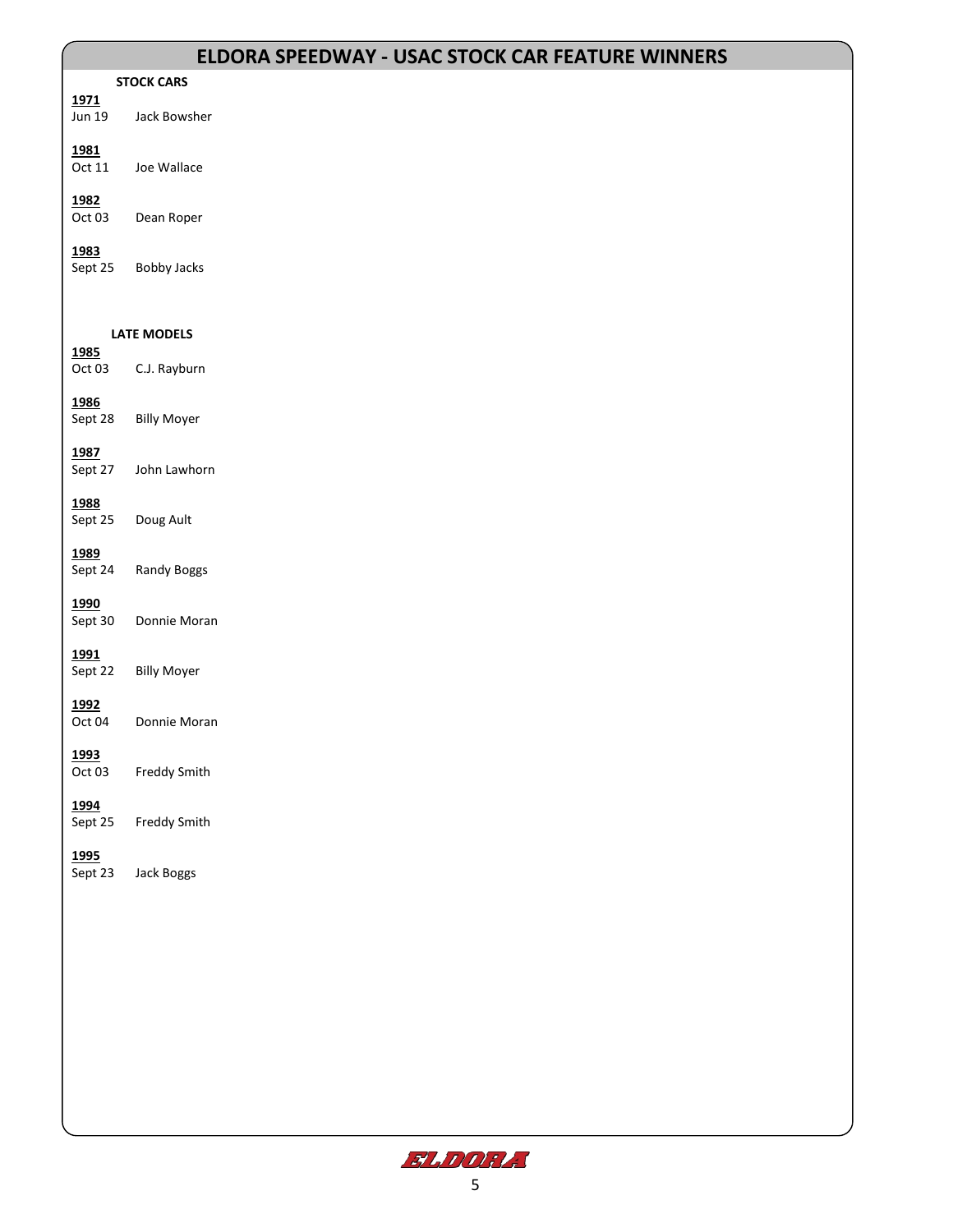# ELDORA SPEEDWAY - USAC STOCK CAR FEATURE WINNERS

**STOCK CARS**

**1971**
Jun 19 Jack Bowsher

**1981**
Oct 11 Joe Wallace

**1982**
Oct 03 Dean Roper

**1983**
Sept 25 Bobby Jacks

**LATE MODELS**

**1985**
Oct 03 C.J. Rayburn

**1986**
Sept 28 Billy Moyer

**1987**
Sept 27 John Lawhorn

**1988**
Sept 25 Doug Ault

**1989**
Sept 24 Randy Boggs

**1990**
Sept 30 Donnie Moran

**1991**
Sept 22 Billy Moyer

**1992**
Oct 04 Donnie Moran

**1993**
Oct 03 Freddy Smith

**1994**
Sept 25 Freddy Smith

**1995**
Sept 23 Jack Boggs

ELDORA